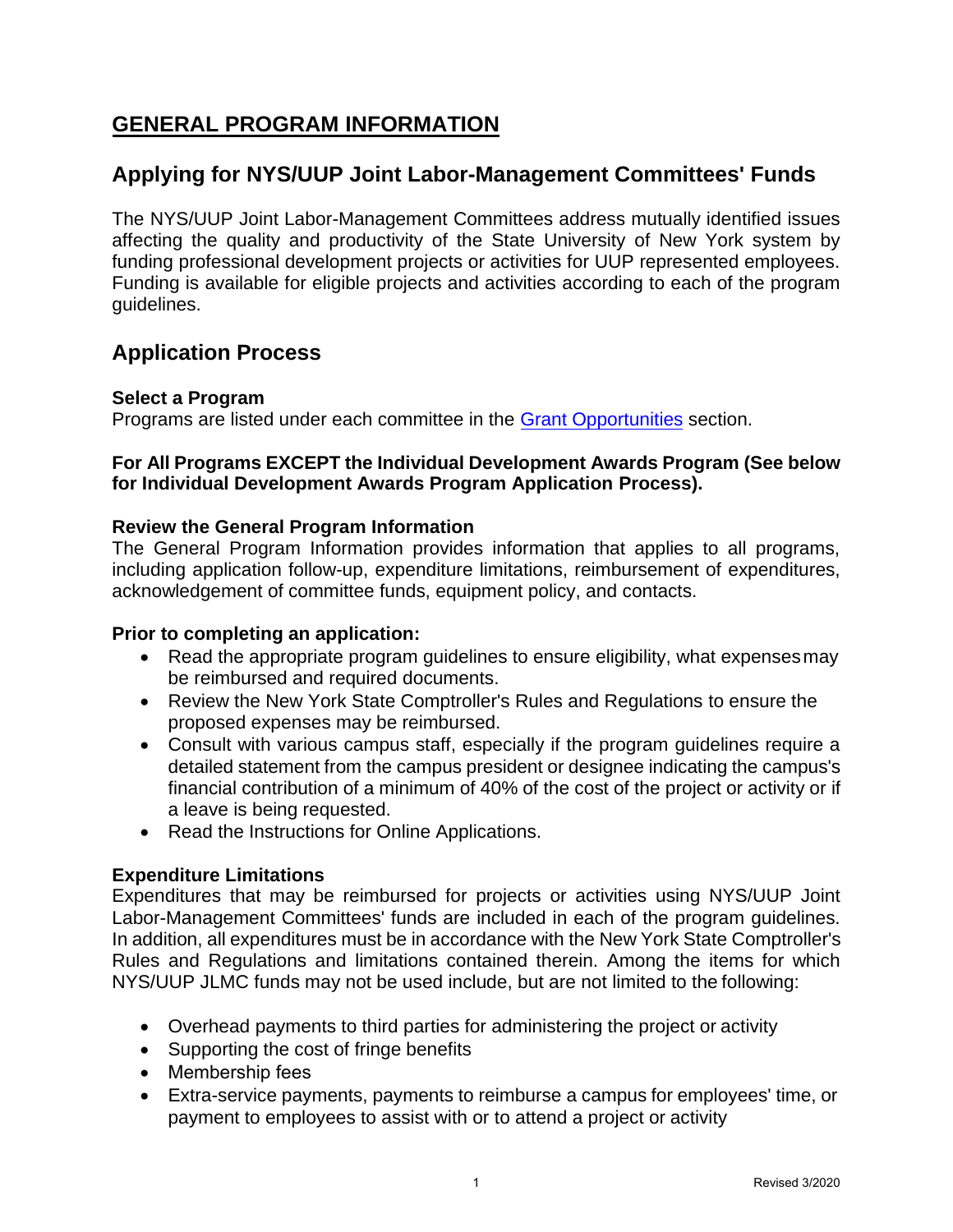# GENERAL PROGRAM INFORMATION

## Applying for NYS/UUP Joint Labor-Management Committees' Funds

The NYS/UUP Joint Labor-Management Committees address mutually identified issues affecting the quality and productivity of the State University of New York system by funding professional development projects or activities for UUP represented employees. Funding is available for eligible projects and activities according to each of the program guidelines.

## Application Process

**Select a Program**
Programs are listed under each committee in the Grant Opportunities section.

**For All Programs EXCEPT the Individual Development Awards Program (See below for Individual Development Awards Program Application Process).**

**Review the General Program Information**
The General Program Information provides information that applies to all programs, including application follow-up, expenditure limitations, reimbursement of expenditures, acknowledgement of committee funds, equipment policy, and contacts.

**Prior to completing an application:**

- Read the appropriate program guidelines to ensure eligibility, what expenses may be reimbursed and required documents.
- Review the New York State Comptroller's Rules and Regulations to ensure the proposed expenses may be reimbursed.
- Consult with various campus staff, especially if the program guidelines require a detailed statement from the campus president or designee indicating the campus's financial contribution of a minimum of 40% of the cost of the project or activity or if a leave is being requested.
- Read the Instructions for Online Applications.

**Expenditure Limitations**
Expenditures that may be reimbursed for projects or activities using NYS/UUP Joint Labor-Management Committees' funds are included in each of the program guidelines. In addition, all expenditures must be in accordance with the New York State Comptroller's Rules and Regulations and limitations contained therein. Among the items for which NYS/UUP JLMC funds may not be used include, but are not limited to the following:

- Overhead payments to third parties for administering the project or activity
- Supporting the cost of fringe benefits
- Membership fees
- Extra-service payments, payments to reimburse a campus for employees' time, or payment to employees to assist with or to attend a project or activity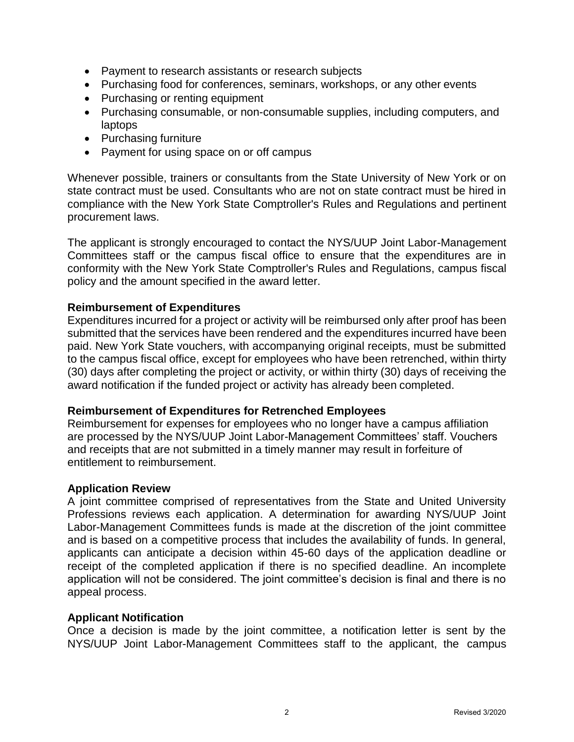- Payment to research assistants or research subjects
- Purchasing food for conferences, seminars, workshops, or any other events
- Purchasing or renting equipment
- Purchasing consumable, or non-consumable supplies, including computers, and laptops
- Purchasing furniture
- Payment for using space on or off campus

Whenever possible, trainers or consultants from the State University of New York or on state contract must be used. Consultants who are not on state contract must be hired in compliance with the New York State Comptroller's Rules and Regulations and pertinent procurement laws.

The applicant is strongly encouraged to contact the NYS/UUP Joint Labor-Management Committees staff or the campus fiscal office to ensure that the expenditures are in conformity with the New York State Comptroller's Rules and Regulations, campus fiscal policy and the amount specified in the award letter.

**Reimbursement of Expenditures**

Expenditures incurred for a project or activity will be reimbursed only after proof has been submitted that the services have been rendered and the expenditures incurred have been paid. New York State vouchers, with accompanying original receipts, must be submitted to the campus fiscal office, except for employees who have been retrenched, within thirty (30) days after completing the project or activity, or within thirty (30) days of receiving the award notification if the funded project or activity has already been completed.

**Reimbursement of Expenditures for Retrenched Employees**

Reimbursement for expenses for employees who no longer have a campus affiliation are processed by the NYS/UUP Joint Labor-Management Committees' staff. Vouchers and receipts that are not submitted in a timely manner may result in forfeiture of entitlement to reimbursement.

**Application Review**

A joint committee comprised of representatives from the State and United University Professions reviews each application. A determination for awarding NYS/UUP Joint Labor-Management Committees funds is made at the discretion of the joint committee and is based on a competitive process that includes the availability of funds. In general, applicants can anticipate a decision within 45-60 days of the application deadline or receipt of the completed application if there is no specified deadline. An incomplete application will not be considered. The joint committee's decision is final and there is no appeal process.

**Applicant Notification**

Once a decision is made by the joint committee, a notification letter is sent by the NYS/UUP Joint Labor-Management Committees staff to the applicant, the campus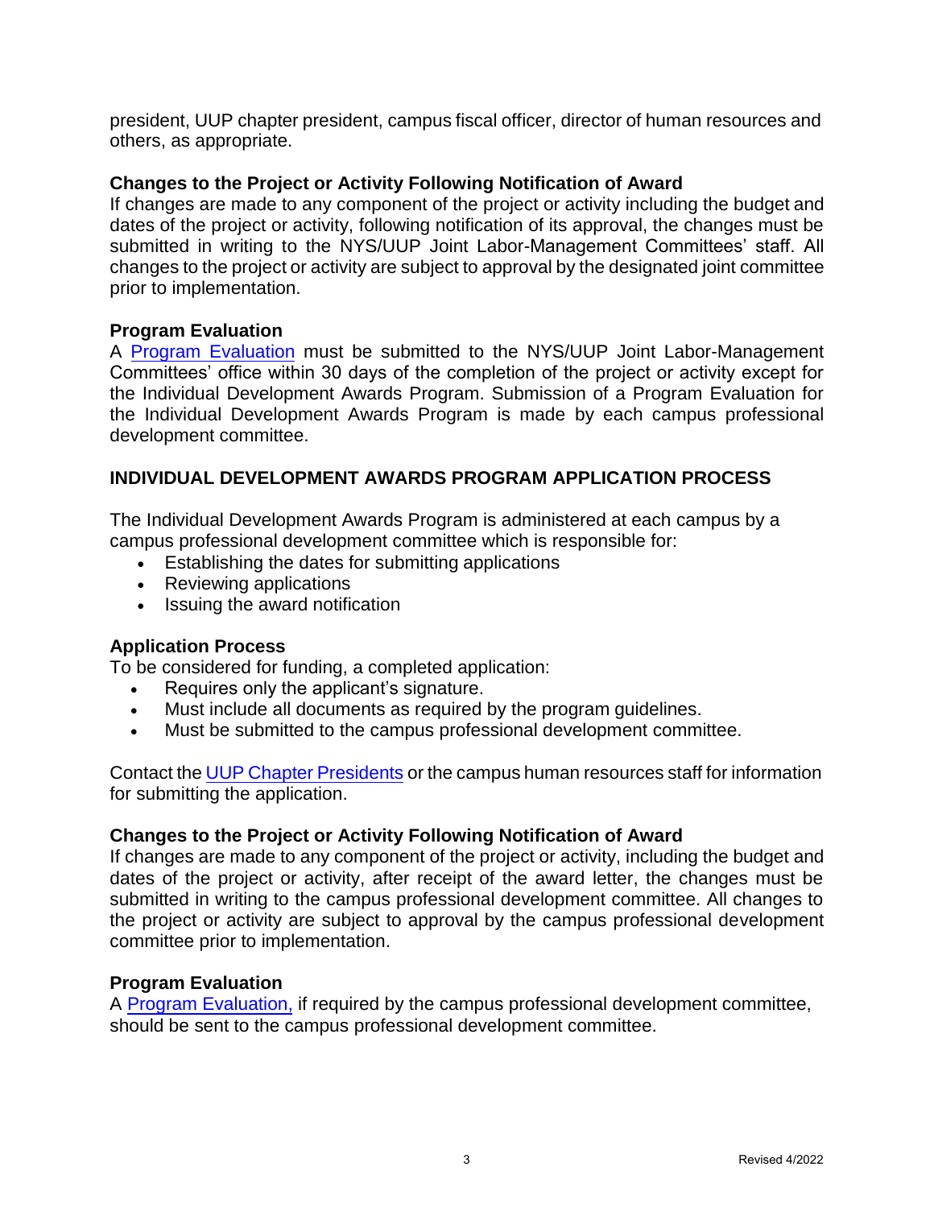president, UUP chapter president, campus fiscal officer, director of human resources and others, as appropriate.

### Changes to the Project or Activity Following Notification of Award

If changes are made to any component of the project or activity including the budget and dates of the project or activity, following notification of its approval, the changes must be submitted in writing to the NYS/UUP Joint Labor-Management Committees' staff. All changes to the project or activity are subject to approval by the designated joint committee prior to implementation.

### Program Evaluation

A Program Evaluation must be submitted to the NYS/UUP Joint Labor-Management Committees' office within 30 days of the completion of the project or activity except for the Individual Development Awards Program. Submission of a Program Evaluation for the Individual Development Awards Program is made by each campus professional development committee.

## INDIVIDUAL DEVELOPMENT AWARDS PROGRAM APPLICATION PROCESS

The Individual Development Awards Program is administered at each campus by a campus professional development committee which is responsible for:

- Establishing the dates for submitting applications
- Reviewing applications
- Issuing the award notification

### Application Process

To be considered for funding, a completed application:

- Requires only the applicant's signature.
- Must include all documents as required by the program guidelines.
- Must be submitted to the campus professional development committee.

Contact the UUP Chapter Presidents or the campus human resources staff for information for submitting the application.

### Changes to the Project or Activity Following Notification of Award

If changes are made to any component of the project or activity, including the budget and dates of the project or activity, after receipt of the award letter, the changes must be submitted in writing to the campus professional development committee. All changes to the project or activity are subject to approval by the campus professional development committee prior to implementation.

### Program Evaluation

A Program Evaluation, if required by the campus professional development committee, should be sent to the campus professional development committee.

Revised 4/2022